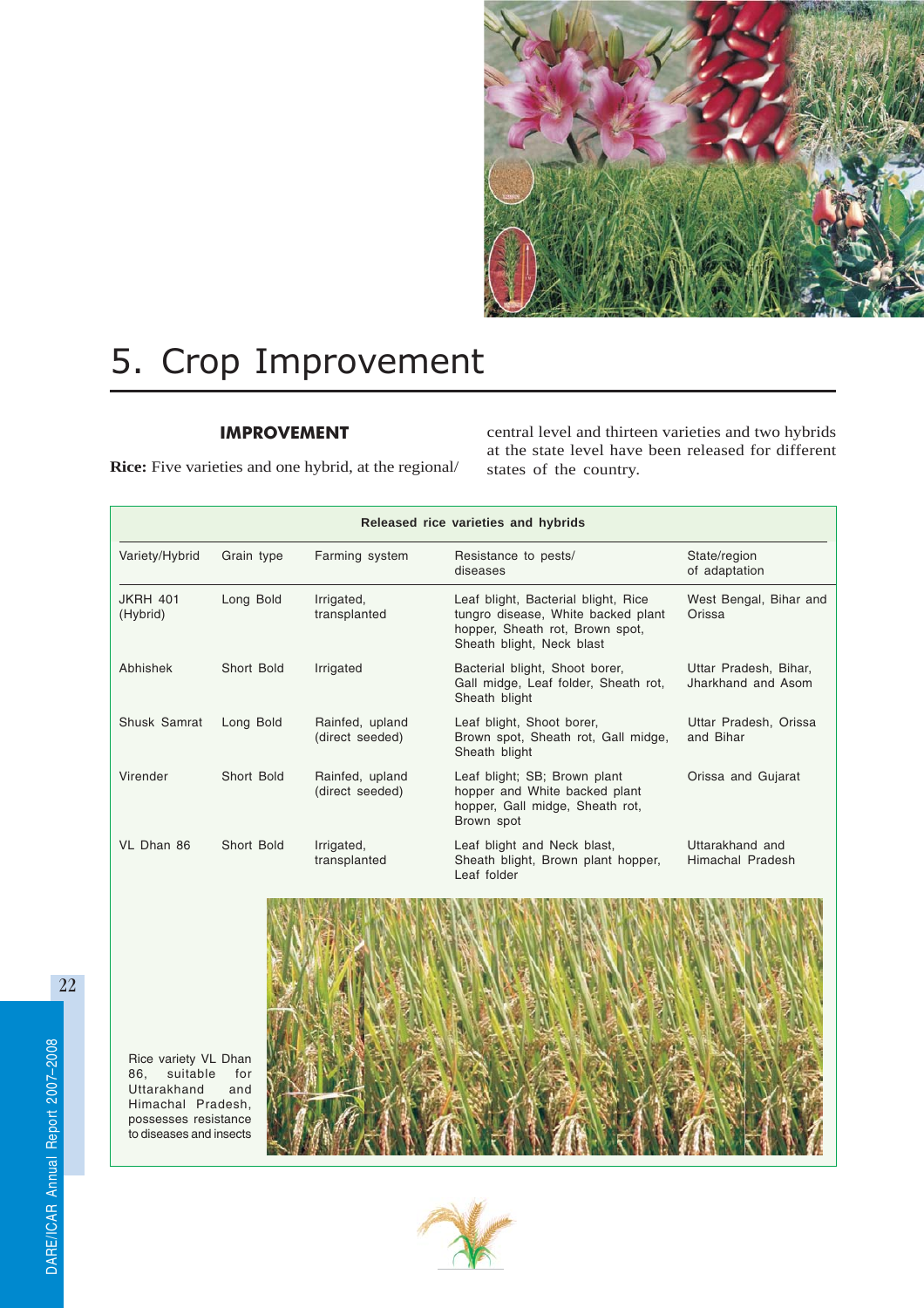# 5. Crop Improvement

## IMPROVEMENT

**Rice:** Five varieties and one hybrid, at the regional/ central level and thirteen varieties and two hybrids at the state level have been released for different states of the country.

**Released rice varieties and hybrids**

| Variety/Hybrid | Grain type | Farming system | Resistance to pests/ diseases | State/region of adaptation |
|---|---|---|---|---|
| JKRH 401 (Hybrid) | Long Bold | Irrigated, transplanted | Leaf blight, Bacterial blight, Rice tungro disease, White backed plant hopper, Sheath rot, Brown spot, Sheath blight, Neck blast | West Bengal, Bihar and Orissa |
| Abhishek | Short Bold | Irrigated | Bacterial blight, Shoot borer, Gall midge, Leaf folder, Sheath rot, Sheath blight | Uttar Pradesh, Bihar, Jharkhand and Asom |
| Shusk Samrat | Long Bold | Rainfed, upland (direct seeded) | Leaf blight, Shoot borer, Brown spot, Sheath rot, Gall midge, Sheath blight | Uttar Pradesh, Orissa and Bihar |
| Virender | Short Bold | Rainfed, upland (direct seeded) | Leaf blight; SB; Brown plant hopper and White backed plant hopper, Gall midge, Sheath rot, Brown spot | Orissa and Gujarat |
| VL Dhan 86 | Short Bold | Irrigated, transplanted | Leaf blight and Neck blast, Sheath blight, Brown plant hopper, Leaf folder | Uttarakhand and Himachal Pradesh |

Rice variety VL Dhan 86, suitable for Uttarakhand and Himachal Pradesh, possesses resistance to diseases and insects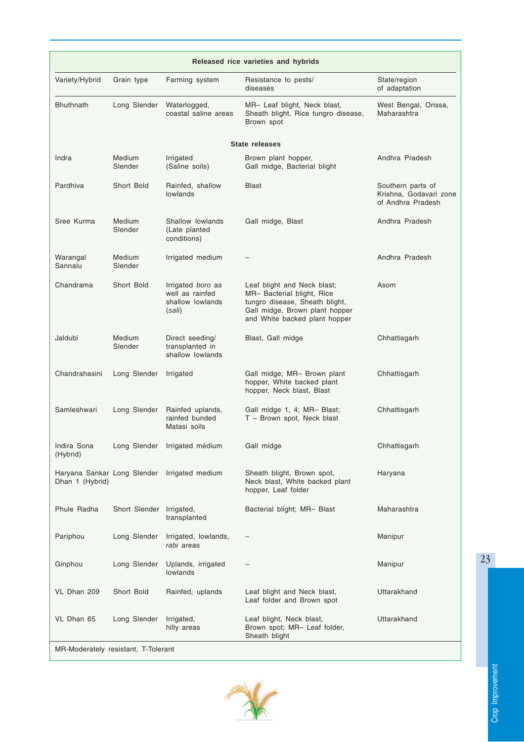| Released rice varieties and hybrids | | | | |
|---|---|---|---|---|
| Variety/Hybrid | Grain type | Farming system | Resistance to pests/ diseases | State/region of adaptation |
| Bhuthnath | Long Slender | Waterlogged, coastal saline areas | MR– Leaf blight, Neck blast, Sheath blight, Rice tungro disease, Brown spot | West Bengal, Orissa, Maharashtra |
| **State releases** | | | | |
| Indra | Medium Slender | Irrigated (Saline soils) | Brown plant hopper, Gall midge, Bacterial blight | Andhra Pradesh |
| Pardhiva | Short Bold | Rainfed, shallow lowlands | Blast | Southern parts of Krishna, Godavari zone of Andhra Pradesh |
| Sree Kurma | Medium Slender | Shallow lowlands (Late planted conditions) | Gall midge, Blast | Andhra Pradesh |
| Warangal Sannalu | Medium Slender | Irrigated medium | – | Andhra Pradesh |
| Chandrama | Short Bold | Irrigated *boro* as well as rainfed shallow lowlands (*sali*) | Leaf blight and Neck blast; MR– Bacterial blight, Rice tungro disease, Sheath blight, Gall midge, Brown plant hopper and White backed plant hopper | Asom |
| Jaldubi | Medium Slender | Direct seeding/ transplanted in shallow lowlands | Blast, Gall midge | Chhattisgarh |
| Chandrahasini | Long Slender | Irrigated | Gall midge; MR– Brown plant hopper, White backed plant hopper, Neck blast, Blast | Chhattisgarh |
| Samleshwari | Long Slender | Rainfed uplands, rainfed bunded Matasi soils | Gall midge 1, 4; MR– Blast; T – Brown spot, Neck blast | Chhattisgarh |
| Indira Sona (Hybrid) | Long Slender | Irrigated médium | Gall midge | Chhattisgarh |
| Haryana Sankar Dhan 1 (Hybrid) | Long Slender | Irrigated medium | Sheath blight, Brown spot, Neck blast, White backed plant hopper, Leaf folder | Haryana |
| Phule Radha | Short Slender | Irrigated, transplanted | Bacterial blight; MR– Blast | Maharashtra |
| Pariphou | Long Slender | Irrigated, lowlands, *rabi* areas | – | Manipur |
| Ginphou | Long Slender | Uplands, irrigated lowlands | – | Manipur |
| VL Dhan 209 | Short Bold | Rainfed, uplands | Leaf blight and Neck blast, Leaf folder and Brown spot | Uttarakhand |
| VL Dhan 65 | Long Slender | Irrigated, hilly areas | Leaf blight, Neck blast, Brown spot; MR– Leaf folder, Sheath blight | Uttarakhand |

MR-Moderately resistant, T-Tolerant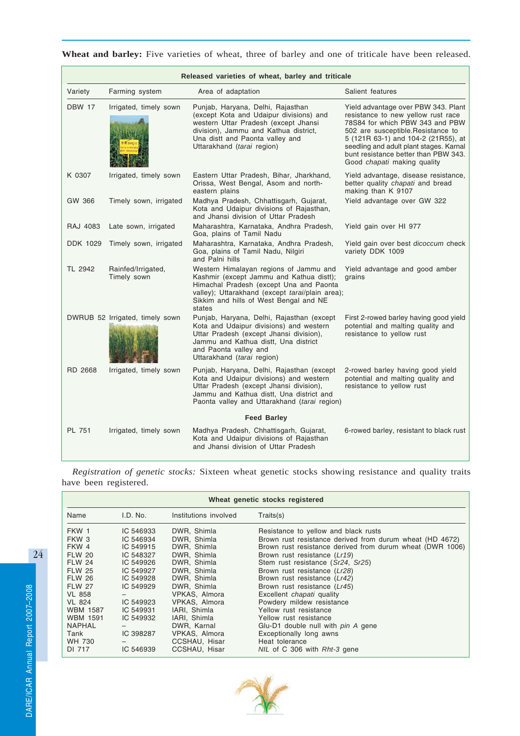**Wheat and barley:** Five varieties of wheat, three of barley and one of triticale have been released.

**Released varieties of wheat, barley and triticale**

| Variety | Farming system | Area of adaptation | Salient features |
|---|---|---|---|
| DBW 17 | Irrigated, timely sown | Punjab, Haryana, Delhi, Rajasthan (except Kota and Udaipur divisions) and western Uttar Pradesh (except Jhansi division), Jammu and Kathua district, Una distt and Paonta valley and Uttarakhand (*tarai* region) | Yield advantage over PBW 343. Plant resistance to new yellow rust race 78S84 for which PBW 343 and PBW 502 are susceptible.Resistance to 5 (121R 63-1) and 104-2 (21R55), at seedling and adult plant stages. Karnal bunt resistance better than PBW 343. Good *chapati* making quality |
| K 0307 | Irrigated, timely sown | Eastern Uttar Pradesh, Bihar, Jharkhand, Orissa, West Bengal, Asom and north-eastern plains | Yield advantage, disease resistance, better quality *chapati* and bread making than K 9107 |
| GW 366 | Timely sown, irrigated | Madhya Pradesh, Chhattisgarh, Gujarat, Kota and Udaipur divisions of Rajasthan, and Jhansi division of Uttar Pradesh | Yield advantage over GW 322 |
| RAJ 4083 | Late sown, irrigated | Maharashtra, Karnataka, Andhra Pradesh, Goa, plains of Tamil Nadu | Yield gain over HI 977 |
| DDK 1029 | Timely sown, irrigated | Maharashtra, Karnataka, Andhra Pradesh, Goa, plains of Tamil Nadu, Nilgiri and Palni hills | Yield gain over best *dicoccum* check variety DDK 1009 |
| TL 2942 | Rainfed/Irrigated, Timely sown | Western Himalayan regions of Jammu and Kashmir (except Jammu and Kathua distt); Himachal Pradesh (except Una and Paonta valley); Uttarakhand (except *tarai*/plain area); Sikkim and hills of West Bengal and NE states | Yield advantage and good amber grains |
| DWRUB 52 | Irrigated, timely sown | Punjab, Haryana, Delhi, Rajasthan (except Kota and Udaipur divisions) and western Uttar Pradesh (except Jhansi division), Jammu and Kathua distt, Una district and Paonta valley and Uttarakhand (*tarai* region) | First 2-rowed barley having good yield potential and malting quality and resistance to yellow rust |
| RD 2668 | Irrigated, timely sown | Punjab, Haryana, Delhi, Rajasthan (except Kota and Udaipur divisions) and western Uttar Pradesh (except Jhansi division), Jammu and Kathua distt, Una district and Paonta valley and Uttarakhand (*tarai* region) | 2-rowed barley having good yield potential and malting quality and resistance to yellow rust |
| **Feed Barley** | | | |
| PL 751 | Irrigated, timely sown | Madhya Pradesh, Chhattisgarh, Gujarat, Kota and Udaipur divisions of Rajasthan and Jhansi division of Uttar Pradesh | 6-rowed barley, resistant to black rust |

*Registration of genetic stocks:* Sixteen wheat genetic stocks showing resistance and quality traits have been registered.

**Wheat genetic stocks registered**

| Name | I.D. No. | Institutions involved | Traits(s) |
|---|---|---|---|
| FKW 1 | IC 546933 | DWR, Shimla | Resistance to yellow and black rusts |
| FKW 3 | IC 546934 | DWR, Shimla | Brown rust resistance derived from durum wheat (HD 4672) |
| FKW 4 | IC 549915 | DWR, Shimla | Brown rust resistance derived from durum wheat (DWR 1006) |
| FLW 20 | IC 548327 | DWR, Shimla | Brown rust resistance (*Lr19*) |
| FLW 24 | IC 549926 | DWR, Shimla | Stem rust resistance (*Sr24*, *Sr25*) |
| FLW 25 | IC 549927 | DWR, Shimla | Brown rust resistance (*Lr28*) |
| FLW 26 | IC 549928 | DWR, Shimla | Brown rust resistance (*Lr42*) |
| FLW 27 | IC 549929 | DWR, Shimla | Brown rust resistance (*Lr45*) |
| VL 858 | – | VPKAS, Almora | Excellent *chapati* quality |
| VL 824 | IC 549923 | VPKAS, Almora | Powdery mildew resistance |
| WBM 1587 | IC 549931 | IARI, Shimla | Yellow rust resistance |
| WBM 1591 | IC 549932 | IARI, Shimla | Yellow rust resistance |
| NAPHAL | – | DWR, Karnal | Glu-D1 double null with *pin A* gene |
| Tank | IC 398287 | VPKAS, Almora | Exceptionally long awns |
| WH 730 | – | CCSHAU, Hisar | Heat tolerance |
| DI 717 | IC 546939 | CCSHAU, Hisar | *NIL* of C 306 with *Rht-3* gene |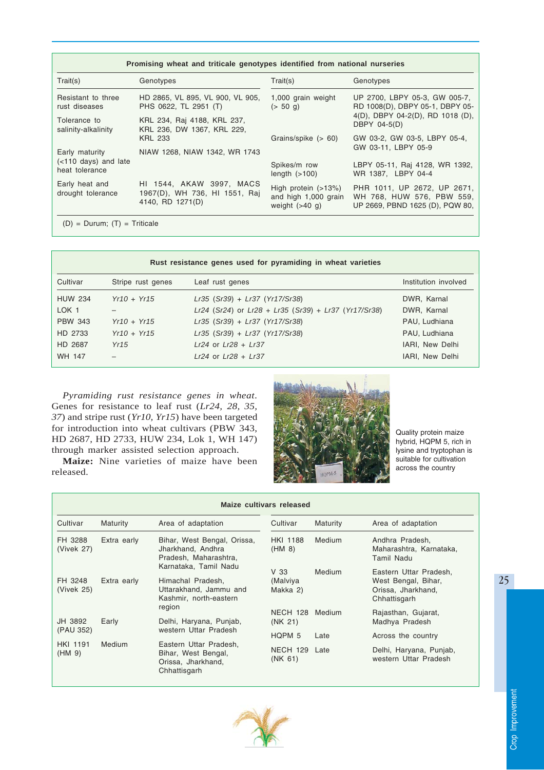**Promising wheat and triticale genotypes identified from national nurseries**

| Trait(s) | Genotypes | Trait(s) | Genotypes |
|---|---|---|---|
| Resistant to three rust diseases | HD 2865, VL 895, VL 900, VL 905, PHS 0622, TL 2951 (T) | 1,000 grain weight (> 50 g) | UP 2700, LBPY 05-3, GW 005-7, RD 1008(D), DBPY 05-1, DBPY 05-4(D), DBPY 04-2(D), RD 1018 (D), DBPY 04-5(D) |
| Tolerance to salinity-alkalinity | KRL 234, Raj 4188, KRL 237, KRL 236, DW 1367, KRL 229, KRL 233 | Grains/spike (> 60) | GW 03-2, GW 03-5, LBPY 05-4, GW 03-11, LBPY 05-9 |
| Early maturity (<110 days) and late heat tolerance | NIAW 1268, NIAW 1342, WR 1743 | Spikes/m row length (>100) | LBPY 05-11, Raj 4128, WR 1392, WR 1387, LBPY 04-4 |
| Early heat and drought tolerance | HI 1544, AKAW 3997, MACS 1967(D), WH 736, HI 1551, Raj 4140, RD 1271(D) | High protein (>13%) and high 1,000 grain weight (>40 g) | PHR 1011, UP 2672, UP 2671, WH 768, HUW 576, PBW 559, UP 2669, PBND 1625 (D), PQW 80, |

(D) = Durum; (T) = Triticale

**Rust resistance genes used for pyramiding in wheat varieties**

| Cultivar | Stripe rust genes | Leaf rust genes | Institution involved |
|---|---|---|---|
| HUW 234 | *Yr10* + *Yr15* | *Lr35* (*Sr39*) + *Lr37* (*Yr17/Sr38*) | DWR, Karnal |
| LOK 1 | – | *Lr24* (*Sr24*) or *Lr28* + *Lr35* (*Sr39*) + *Lr37* (*Yr17/Sr38*) | DWR, Karnal |
| PBW 343 | *Yr10* + *Yr15* | *Lr35* (*Sr39*) + *Lr37* (*Yr17/Sr38*) | PAU, Ludhiana |
| HD 2733 | *Yr10* + *Yr15* | *Lr35* (*Sr39*) + *Lr37* (*Yr17/Sr38*) | PAU, Ludhiana |
| HD 2687 | *Yr15* | *Lr24* or *Lr28* + *Lr37* | IARI, New Delhi |
| WH 147 | – | *Lr24* or *Lr28* + *Lr37* | IARI, New Delhi |

*Pyramiding rust resistance genes in wheat.* Genes for resistance to leaf rust (*Lr24, 28, 35, 37*) and stripe rust (*Yr10, Yr15*) have been targeted for introduction into wheat cultivars (PBW 343, HD 2687, HD 2733, HUW 234, Lok 1, WH 147) through marker assisted selection approach.

**Maize:** Nine varieties of maize have been released.

Quality protein maize hybrid, HQPM 5, rich in lysine and tryptophan is suitable for cultivation across the country

**Maize cultivars released**

| Cultivar | Maturity | Area of adaptation | Cultivar | Maturity | Area of adaptation |
|---|---|---|---|---|---|
| FH 3288 (Vivek 27) | Extra early | Bihar, West Bengal, Orissa, Jharkhand, Andhra Pradesh, Maharashtra, Karnataka, Tamil Nadu | HKI 1188 (HM 8) | Medium | Andhra Pradesh, Maharashtra, Karnataka, Tamil Nadu |
| FH 3248 (Vivek 25) | Extra early | Himachal Pradesh, Uttarakhand, Jammu and Kashmir, north-eastern region | V 33 (Malviya Makka 2) | Medium | Eastern Uttar Pradesh, West Bengal, Bihar, Orissa, Jharkhand, Chhattisgarh |
| JH 3892 (PAU 352) | Early | Delhi, Haryana, Punjab, western Uttar Pradesh | NECH 128 (NK 21) | Medium | Rajasthan, Gujarat, Madhya Pradesh |
| HKI 1191 (HM 9) | Medium | Eastern Uttar Pradesh, Bihar, West Bengal, Orissa, Jharkhand, Chhattisgarh | HQPM 5 | Late | Across the country |
| | | | NECH 129 (NK 61) | Late | Delhi, Haryana, Punjab, western Uttar Pradesh |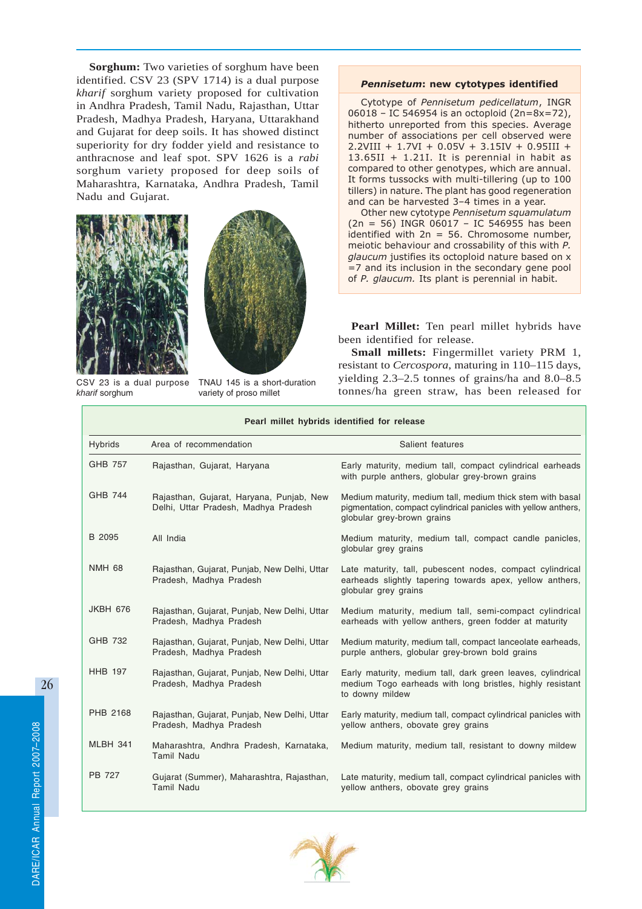**Sorghum:** Two varieties of sorghum have been identified. CSV 23 (SPV 1714) is a dual purpose *kharif* sorghum variety proposed for cultivation in Andhra Pradesh, Tamil Nadu, Rajasthan, Uttar Pradesh, Madhya Pradesh, Haryana, Uttarakhand and Gujarat for deep soils. It has showed distinct superiority for dry fodder yield and resistance to anthracnose and leaf spot. SPV 1626 is a *rabi* sorghum variety proposed for deep soils of Maharashtra, Karnataka, Andhra Pradesh, Tamil Nadu and Gujarat.

CSV 23 is a dual purpose *kharif* sorghum

TNAU 145 is a short-duration variety of proso millet

### *Pennisetum*: new cytotypes identified

Cytotype of *Pennisetum pedicellatum*, INGR 06018 – IC 546954 is an octoploid (2n=8x=72), hitherto unreported from this species. Average number of associations per cell observed were 2.2VIII + 1.7VI + 0.05V + 3.15IV + 0.95III + 13.65II + 1.21I. It is perennial in habit as compared to other genotypes, which are annual. It forms tussocks with multi-tillering (up to 100 tillers) in nature. The plant has good regeneration and can be harvested 3–4 times in a year.

Other new cytotype *Pennisetum squamulatum* (2n = 56) INGR 06017 – IC 546955 has been identified with 2n = 56. Chromosome number, meiotic behaviour and crossability of this with *P. glaucum* justifies its octoploid nature based on x =7 and its inclusion in the secondary gene pool of *P. glaucum.* Its plant is perennial in habit.

**Pearl Millet:** Ten pearl millet hybrids have been identified for release.

**Small millets:** Fingermillet variety PRM 1, resistant to *Cercospora*, maturing in 110–115 days, yielding 2.3–2.5 tonnes of grains/ha and 8.0–8.5 tonnes/ha green straw, has been released for

**Pearl millet hybrids identified for release**

| Hybrids | Area of recommendation | Salient features |
|---|---|---|
| GHB 757 | Rajasthan, Gujarat, Haryana | Early maturity, medium tall, compact cylindrical earheads with purple anthers, globular grey-brown grains |
| GHB 744 | Rajasthan, Gujarat, Haryana, Punjab, New Delhi, Uttar Pradesh, Madhya Pradesh | Medium maturity, medium tall, medium thick stem with basal pigmentation, compact cylindrical panicles with yellow anthers, globular grey-brown grains |
| B 2095 | All India | Medium maturity, medium tall, compact candle panicles, globular grey grains |
| NMH 68 | Rajasthan, Gujarat, Punjab, New Delhi, Uttar Pradesh, Madhya Pradesh | Late maturity, tall, pubescent nodes, compact cylindrical earheads slightly tapering towards apex, yellow anthers, globular grey grains |
| JKBH 676 | Rajasthan, Gujarat, Punjab, New Delhi, Uttar Pradesh, Madhya Pradesh | Medium maturity, medium tall, semi-compact cylindrical earheads with yellow anthers, green fodder at maturity |
| GHB 732 | Rajasthan, Gujarat, Punjab, New Delhi, Uttar Pradesh, Madhya Pradesh | Medium maturity, medium tall, compact lanceolate earheads, purple anthers, globular grey-brown bold grains |
| HHB 197 | Rajasthan, Gujarat, Punjab, New Delhi, Uttar Pradesh, Madhya Pradesh | Early maturity, medium tall, dark green leaves, cylindrical medium Togo earheads with long bristles, highly resistant to downy mildew |
| PHB 2168 | Rajasthan, Gujarat, Punjab, New Delhi, Uttar Pradesh, Madhya Pradesh | Early maturity, medium tall, compact cylindrical panicles with yellow anthers, obovate grey grains |
| MLBH 341 | Maharashtra, Andhra Pradesh, Karnataka, Tamil Nadu | Medium maturity, medium tall, resistant to downy mildew |
| PB 727 | Gujarat (Summer), Maharashtra, Rajasthan, Tamil Nadu | Late maturity, medium tall, compact cylindrical panicles with yellow anthers, obovate grey grains |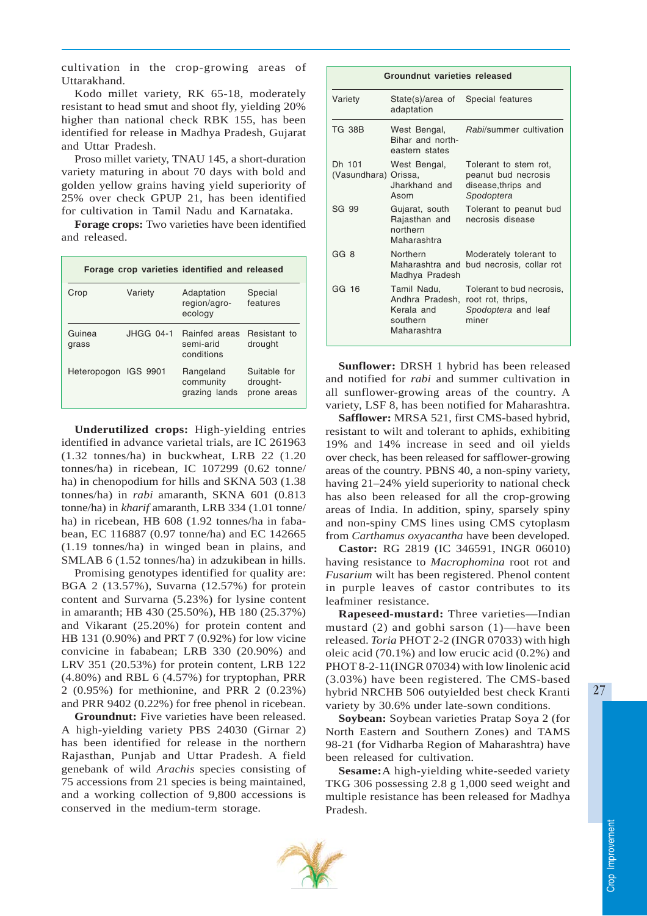cultivation in the crop-growing areas of Uttarakhand.

Kodo millet variety, RK 65-18, moderately resistant to head smut and shoot fly, yielding 20% higher than national check RBK 155, has been identified for release in Madhya Pradesh, Gujarat and Uttar Pradesh.

Proso millet variety, TNAU 145, a short-duration variety maturing in about 70 days with bold and golden yellow grains having yield superiority of 25% over check GPUP 21, has been identified for cultivation in Tamil Nadu and Karnataka.

**Forage crops:** Two varieties have been identified and released.

**Forage crop varieties identified and released**

| Crop | Variety | Adaptation region/agro-ecology | Special features |
|---|---|---|---|
| Guinea grass | JHGG 04-1 | Rainfed areas semi-arid conditions | Resistant to drought |
| Heteropogon | IGS 9901 | Rangeland community grazing lands | Suitable for drought-prone areas |

**Underutilized crops:** High-yielding entries identified in advance varietal trials, are IC 261963 (1.32 tonnes/ha) in buckwheat, LRB 22 (1.20 tonnes/ha) in ricebean, IC 107299 (0.62 tonne/ha) in chenopodium for hills and SKNA 503 (1.38 tonnes/ha) in *rabi* amaranth, SKNA 601 (0.813 tonne/ha) in *kharif* amaranth, LRB 334 (1.01 tonne/ha) in ricebean, HB 608 (1.92 tonnes/ha in faba-bean, EC 116887 (0.97 tonne/ha) and EC 142665 (1.19 tonnes/ha) in winged bean in plains, and SMLAB 6 (1.52 tonnes/ha) in adzukibean in hills.

Promising genotypes identified for quality are: BGA 2 (13.57%), Suvarna (12.57%) for protein content and Survarna (5.23%) for lysine content in amaranth; HB 430 (25.50%), HB 180 (25.37%) and Vikarant (25.20%) for protein content and HB 131 (0.90%) and PRT 7 (0.92%) for low vicine convicine in fababean; LRB 330 (20.90%) and LRV 351 (20.53%) for protein content, LRB 122 (4.80%) and RBL 6 (4.57%) for tryptophan, PRR 2 (0.95%) for methionine, and PRR 2 (0.23%) and PRR 9402 (0.22%) for free phenol in ricebean.

**Groundnut:** Five varieties have been released. A high-yielding variety PBS 24030 (Girnar 2) has been identified for release in the northern Rajasthan, Punjab and Uttar Pradesh. A field genebank of wild *Arachis* species consisting of 75 accessions from 21 species is being maintained, and a working collection of 9,800 accessions is conserved in the medium-term storage.

**Groundnut varieties released**

| Variety | State(s)/area of adaptation | Special features |
|---|---|---|
| TG 38B | West Bengal, Bihar and north-eastern states | *Rabi*/summer cultivation |
| Dh 101 (Vasundhara) | West Bengal, Orissa, Jharkhand and Asom | Tolerant to stem rot, peanut bud necrosis disease,thrips and *Spodoptera* |
| SG 99 | Gujarat, south Rajasthan and northern Maharashtra | Tolerant to peanut bud necrosis disease |
| GG 8 | Northern Maharashtra and Madhya Pradesh | Moderately tolerant to bud necrosis, collar rot |
| GG 16 | Tamil Nadu, Andhra Pradesh, Kerala and southern Maharashtra | Tolerant to bud necrosis, root rot, thrips, *Spodoptera* and leaf miner |

**Sunflower:** DRSH 1 hybrid has been released and notified for *rabi* and summer cultivation in all sunflower-growing areas of the country. A variety, LSF 8, has been notified for Maharashtra.

**Safflower:** MRSA 521, first CMS-based hybrid, resistant to wilt and tolerant to aphids, exhibiting 19% and 14% increase in seed and oil yields over check, has been released for safflower-growing areas of the country. PBNS 40, a non-spiny variety, having 21–24% yield superiority to national check has also been released for all the crop-growing areas of India. In addition, spiny, sparsely spiny and non-spiny CMS lines using CMS cytoplasm from *Carthamus oxyacantha* have been developed.

**Castor:** RG 2819 (IC 346591, INGR 06010) having resistance to *Macrophomina* root rot and *Fusarium* wilt has been registered. Phenol content in purple leaves of castor contributes to its leafminer resistance.

**Rapeseed-mustard:** Three varieties—Indian mustard (2) and gobhi sarson (1)—have been released. *Toria* PHOT 2-2 (INGR 07033) with high oleic acid (70.1%) and low erucic acid (0.2%) and PHOT 8-2-11(INGR 07034) with low linolenic acid (3.03%) have been registered. The CMS-based hybrid NRCHB 506 outyielded best check Kranti variety by 30.6% under late-sown conditions.

**Soybean:** Soybean varieties Pratap Soya 2 (for North Eastern and Southern Zones) and TAMS 98-21 (for Vidharba Region of Maharashtra) have been released for cultivation.

**Sesame:** A high-yielding white-seeded variety TKG 306 possessing 2.8 g 1,000 seed weight and multiple resistance has been released for Madhya Pradesh.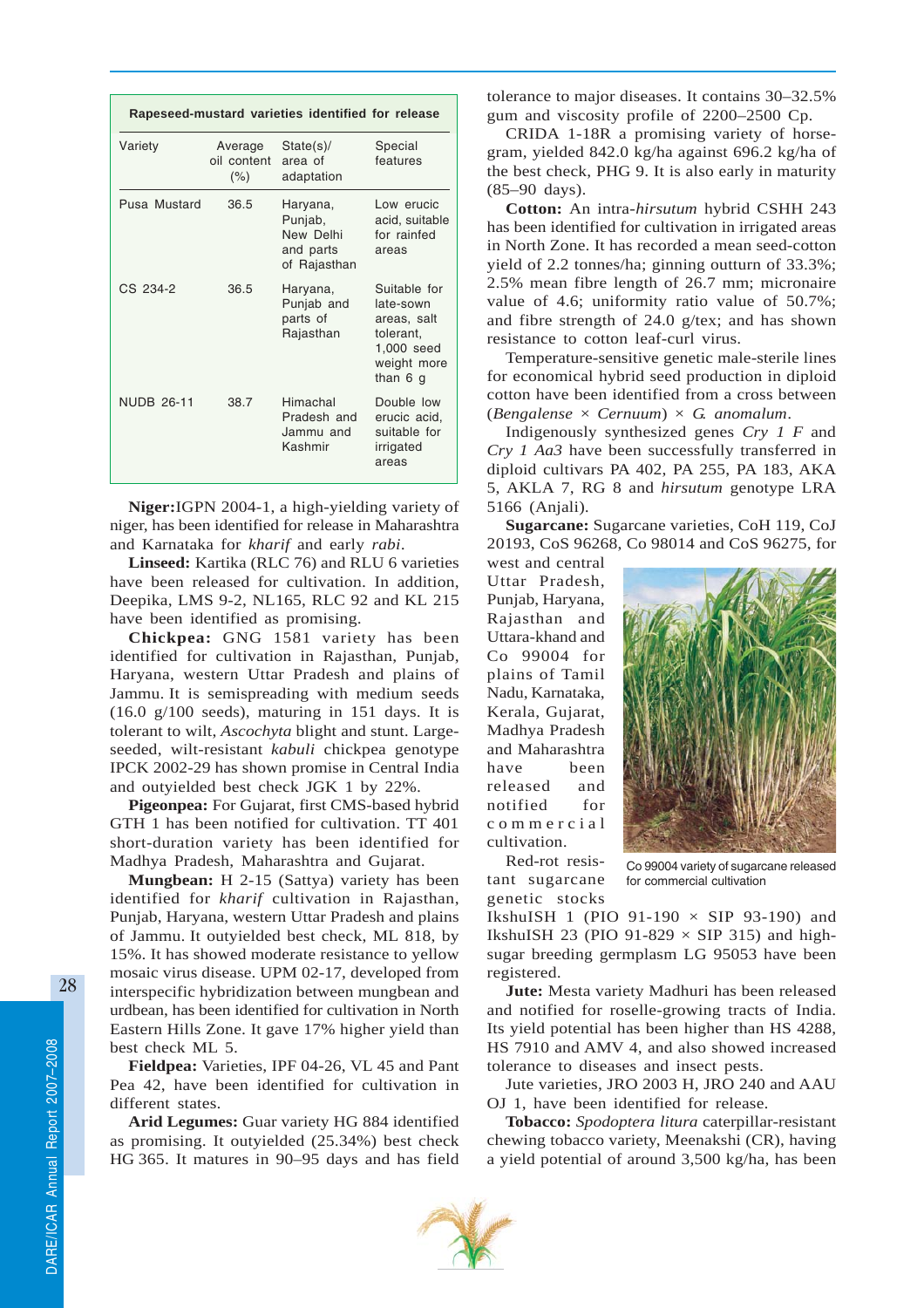| Variety | Average oil content (%) | State(s)/ area of adaptation | Special features |
|---|---|---|---|
| Pusa Mustard | 36.5 | Haryana, Punjab, New Delhi and parts of Rajasthan | Low erucic acid, suitable for rainfed areas |
| CS 234-2 | 36.5 | Haryana, Punjab and parts of Rajasthan | Suitable for late-sown areas, salt tolerant, 1,000 seed weight more than 6 g |
| NUDB 26-11 | 38.7 | Himachal Pradesh and Jammu and Kashmir | Double low erucic acid, suitable for irrigated areas |

**Rapeseed-mustard varieties identified for release**

**Niger:** IGPN 2004-1, a high-yielding variety of niger, has been identified for release in Maharashtra and Karnataka for *kharif* and early *rabi*.

**Linseed:** Kartika (RLC 76) and RLU 6 varieties have been released for cultivation. In addition, Deepika, LMS 9-2, NL165, RLC 92 and KL 215 have been identified as promising.

**Chickpea:** GNG 1581 variety has been identified for cultivation in Rajasthan, Punjab, Haryana, western Uttar Pradesh and plains of Jammu. It is semispreading with medium seeds (16.0 g/100 seeds), maturing in 151 days. It is tolerant to wilt, *Ascochyta* blight and stunt. Large-seeded, wilt-resistant *kabuli* chickpea genotype IPCK 2002-29 has shown promise in Central India and outyielded best check JGK 1 by 22%.

**Pigeonpea:** For Gujarat, first CMS-based hybrid GTH 1 has been notified for cultivation. TT 401 short-duration variety has been identified for Madhya Pradesh, Maharashtra and Gujarat.

**Mungbean:** H 2-15 (Sattya) variety has been identified for *kharif* cultivation in Rajasthan, Punjab, Haryana, western Uttar Pradesh and plains of Jammu. It outyielded best check, ML 818, by 15%. It has showed moderate resistance to yellow mosaic virus disease. UPM 02-17, developed from interspecific hybridization between mungbean and urdbean, has been identified for cultivation in North Eastern Hills Zone. It gave 17% higher yield than best check ML 5.

**Fieldpea:** Varieties, IPF 04-26, VL 45 and Pant Pea 42, have been identified for cultivation in different states.

**Arid Legumes:** Guar variety HG 884 identified as promising. It outyielded (25.34%) best check HG 365. It matures in 90–95 days and has field tolerance to major diseases. It contains 30–32.5% gum and viscosity profile of 2200–2500 Cp.

CRIDA 1-18R a promising variety of horsegram, yielded 842.0 kg/ha against 696.2 kg/ha of the best check, PHG 9. It is also early in maturity (85–90 days).

**Cotton:** An intra-*hirsutum* hybrid CSHH 243 has been identified for cultivation in irrigated areas in North Zone. It has recorded a mean seed-cotton yield of 2.2 tonnes/ha; ginning outturn of 33.3%; 2.5% mean fibre length of 26.7 mm; micronaire value of 4.6; uniformity ratio value of 50.7%; and fibre strength of 24.0 g/tex; and has shown resistance to cotton leaf-curl virus.

Temperature-sensitive genetic male-sterile lines for economical hybrid seed production in diploid cotton have been identified from a cross between (*Bengalense* × *Cernuum*) × *G. anomalum*.

Indigenously synthesized genes *Cry 1 F* and *Cry 1 Aa3* have been successfully transferred in diploid cultivars PA 402, PA 255, PA 183, AKA 5, AKLA 7, RG 8 and *hirsutum* genotype LRA 5166 (Anjali).

**Sugarcane:** Sugarcane varieties, CoH 119, CoJ 20193, CoS 96268, Co 98014 and CoS 96275, for west and central Uttar Pradesh, Punjab, Haryana, Rajasthan and Uttara-khand and Co 99004 for plains of Tamil Nadu, Karnataka, Kerala, Gujarat, Madhya Pradesh and Maharashtra have been released and notified for commercial cultivation.

Co 99004 variety of sugarcane released for commercial cultivation

Red-rot resistant sugarcane genetic stocks IkshuISH 1 (PIO 91-190 × SIP 93-190) and IkshuISH 23 (PIO 91-829 × SIP 315) and high-sugar breeding germplasm LG 95053 have been registered.

**Jute:** Mesta variety Madhuri has been released and notified for roselle-growing tracts of India. Its yield potential has been higher than HS 4288, HS 7910 and AMV 4, and also showed increased tolerance to diseases and insect pests.

Jute varieties, JRO 2003 H, JRO 240 and AAU OJ 1, have been identified for release.

**Tobacco:** *Spodoptera litura* caterpillar-resistant chewing tobacco variety, Meenakshi (CR), having a yield potential of around 3,500 kg/ha, has been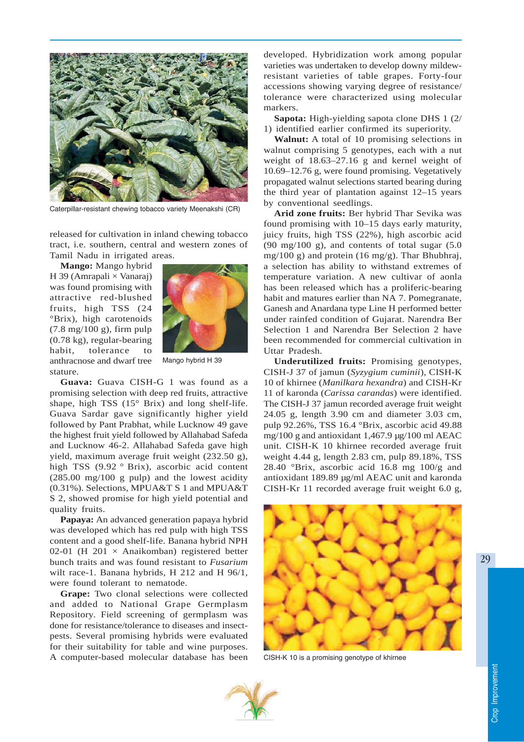Caterpillar-resistant chewing tobacco variety Meenakshi (CR)

released for cultivation in inland chewing tobacco tract, i.e. southern, central and western zones of Tamil Nadu in irrigated areas.

**Mango:** Mango hybrid H 39 (Amrapali × Vanaraj) was found promising with attractive red-blushed fruits, high TSS (24 °Brix), high carotenoids (7.8 mg/100 g), firm pulp (0.78 kg), regular-bearing habit, tolerance to anthracnose and dwarf tree stature.

Mango hybrid H 39

**Guava:** Guava CISH-G 1 was found as a promising selection with deep red fruits, attractive shape, high TSS (15° Brix) and long shelf-life. Guava Sardar gave significantly higher yield followed by Pant Prabhat, while Lucknow 49 gave the highest fruit yield followed by Allahabad Safeda and Lucknow 46-2. Allahabad Safeda gave high yield, maximum average fruit weight (232.50 g), high TSS (9.92 ° Brix), ascorbic acid content (285.00 mg/100 g pulp) and the lowest acidity (0.31%). Selections, MPUA&T S 1 and MPUA&T S 2, showed promise for high yield potential and quality fruits.

**Papaya:** An advanced generation papaya hybrid was developed which has red pulp with high TSS content and a good shelf-life. Banana hybrid NPH 02-01 (H 201 × Anaikomban) registered better bunch traits and was found resistant to *Fusarium* wilt race-1. Banana hybrids, H 212 and H 96/1, were found tolerant to nematode.

**Grape:** Two clonal selections were collected and added to National Grape Germplasm Repository. Field screening of germplasm was done for resistance/tolerance to diseases and insect-pests. Several promising hybrids were evaluated for their suitability for table and wine purposes. A computer-based molecular database has been developed. Hybridization work among popular varieties was undertaken to develop downy mildew-resistant varieties of table grapes. Forty-four accessions showing varying degree of resistance/ tolerance were characterized using molecular markers.

**Sapota:** High-yielding sapota clone DHS 1 (2/ 1) identified earlier confirmed its superiority.

**Walnut:** A total of 10 promising selections in walnut comprising 5 genotypes, each with a nut weight of 18.63–27.16 g and kernel weight of 10.69–12.76 g, were found promising. Vegetatively propagated walnut selections started bearing during the third year of plantation against 12–15 years by conventional seedlings.

**Arid zone fruits:** Ber hybrid Thar Sevika was found promising with 10–15 days early maturity, juicy fruits, high TSS (22%), high ascorbic acid (90 mg/100 g), and contents of total sugar (5.0 mg/100 g) and protein (16 mg/g). Thar Bhubhraj, a selection has ability to withstand extremes of temperature variation. A new cultivar of aonla has been released which has a proliferic-bearing habit and matures earlier than NA 7. Pomegranate, Ganesh and Anardana type Line H performed better under rainfed condition of Gujarat. Narendra Ber Selection 1 and Narendra Ber Selection 2 have been recommended for commercial cultivation in Uttar Pradesh.

**Underutilized fruits:** Promising genotypes, CISH-J 37 of jamun (*Syzygium cuminii*), CISH-K 10 of khirnee (*Manilkara hexandra*) and CISH-Kr 11 of karonda (*Carissa carandas*) were identified. The CISH-J 37 jamun recorded average fruit weight 24.05 g, length 3.90 cm and diameter 3.03 cm, pulp 92.26%, TSS 16.4 °Brix, ascorbic acid 49.88 mg/100 g and antioxidant 1,467.9 µg/100 ml AEAC unit. CISH-K 10 khirnee recorded average fruit weight 4.44 g, length 2.83 cm, pulp 89.18%, TSS 28.40 °Brix, ascorbic acid 16.8 mg 100/g and antioxidant 189.89 µg/ml AEAC unit and karonda CISH-Kr 11 recorded average fruit weight 6.0 g,

CISH-K 10 is a promising genotype of khirnee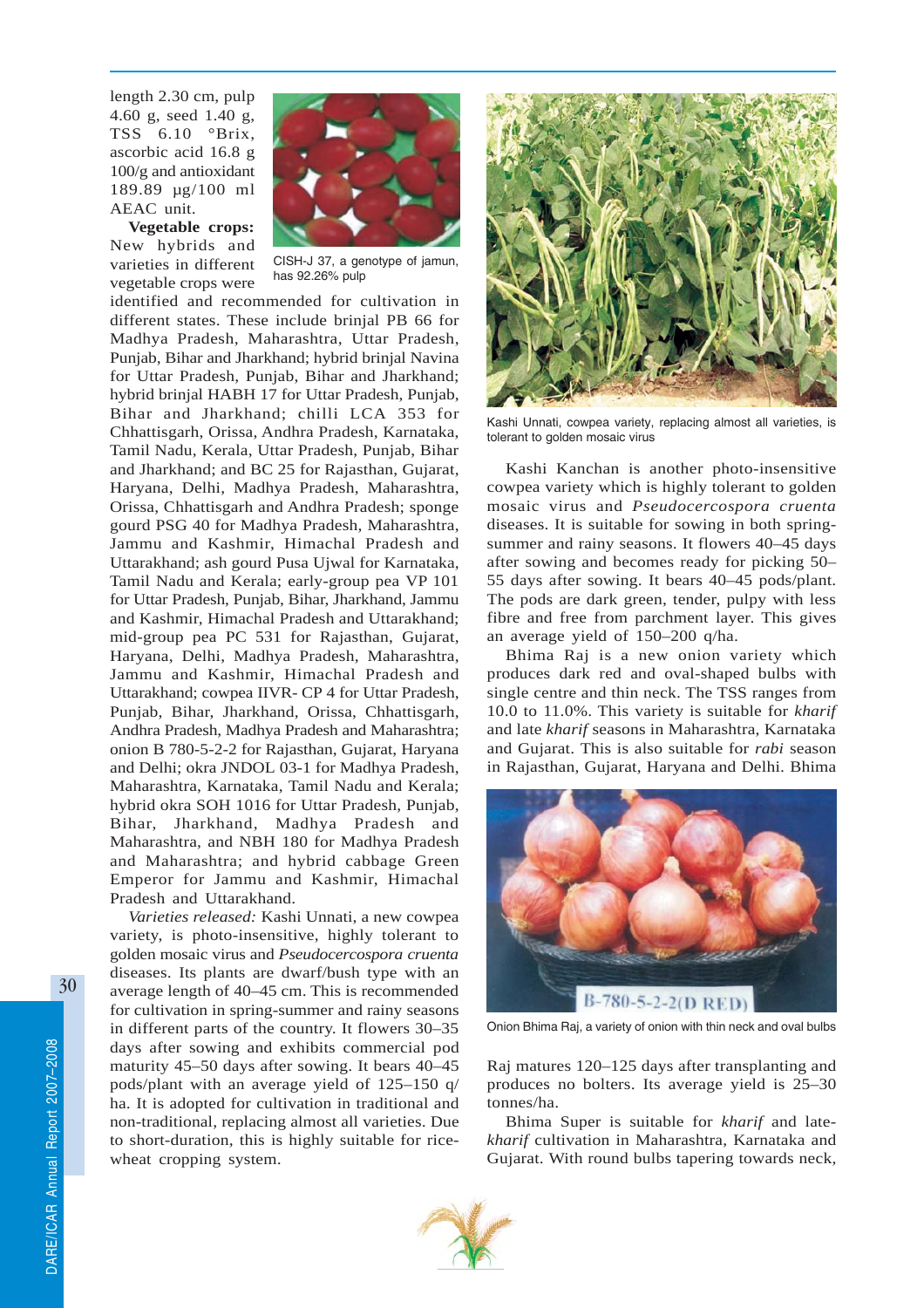length 2.30 cm, pulp 4.60 g, seed 1.40 g, TSS 6.10 °Brix, ascorbic acid 16.8 g 100/g and antioxidant 189.89 µg/100 ml AEAC unit.

CISH-J 37, a genotype of jamun, has 92.26% pulp

**Vegetable crops:** New hybrids and varieties in different vegetable crops were identified and recommended for cultivation in different states. These include brinjal PB 66 for Madhya Pradesh, Maharashtra, Uttar Pradesh, Punjab, Bihar and Jharkhand; hybrid brinjal Navina for Uttar Pradesh, Punjab, Bihar and Jharkhand; hybrid brinjal HABH 17 for Uttar Pradesh, Punjab, Bihar and Jharkhand; chilli LCA 353 for Chhattisgarh, Orissa, Andhra Pradesh, Karnataka, Tamil Nadu, Kerala, Uttar Pradesh, Punjab, Bihar and Jharkhand; and BC 25 for Rajasthan, Gujarat, Haryana, Delhi, Madhya Pradesh, Maharashtra, Orissa, Chhattisgarh and Andhra Pradesh; sponge gourd PSG 40 for Madhya Pradesh, Maharashtra, Jammu and Kashmir, Himachal Pradesh and Uttarakhand; ash gourd Pusa Ujwal for Karnataka, Tamil Nadu and Kerala; early-group pea VP 101 for Uttar Pradesh, Punjab, Bihar, Jharkhand, Jammu and Kashmir, Himachal Pradesh and Uttarakhand; mid-group pea PC 531 for Rajasthan, Gujarat, Haryana, Delhi, Madhya Pradesh, Maharashtra, Jammu and Kashmir, Himachal Pradesh and Uttarakhand; cowpea IIVR- CP 4 for Uttar Pradesh, Punjab, Bihar, Jharkhand, Orissa, Chhattisgarh, Andhra Pradesh, Madhya Pradesh and Maharashtra; onion B 780-5-2-2 for Rajasthan, Gujarat, Haryana and Delhi; okra JNDOL 03-1 for Madhya Pradesh, Maharashtra, Karnataka, Tamil Nadu and Kerala; hybrid okra SOH 1016 for Uttar Pradesh, Punjab, Bihar, Jharkhand, Madhya Pradesh and Maharashtra, and NBH 180 for Madhya Pradesh and Maharashtra; and hybrid cabbage Green Emperor for Jammu and Kashmir, Himachal Pradesh and Uttarakhand.

*Varieties released:* Kashi Unnati, a new cowpea variety, is photo-insensitive, highly tolerant to golden mosaic virus and *Pseudocercospora cruenta* diseases. Its plants are dwarf/bush type with an average length of 40–45 cm. This is recommended for cultivation in spring-summer and rainy seasons in different parts of the country. It flowers 30–35 days after sowing and exhibits commercial pod maturity 45–50 days after sowing. It bears 40–45 pods/plant with an average yield of 125–150 q/ha. It is adopted for cultivation in traditional and non-traditional, replacing almost all varieties. Due to short-duration, this is highly suitable for rice-wheat cropping system.

Kashi Unnati, cowpea variety, replacing almost all varieties, is tolerant to golden mosaic virus

Kashi Kanchan is another photo-insensitive cowpea variety which is highly tolerant to golden mosaic virus and *Pseudocercospora cruenta* diseases. It is suitable for sowing in both spring-summer and rainy seasons. It flowers 40–45 days after sowing and becomes ready for picking 50–55 days after sowing. It bears 40–45 pods/plant. The pods are dark green, tender, pulpy with less fibre and free from parchment layer. This gives an average yield of 150–200 q/ha.

Bhima Raj is a new onion variety which produces dark red and oval-shaped bulbs with single centre and thin neck. The TSS ranges from 10.0 to 11.0%. This variety is suitable for *kharif* and late *kharif* seasons in Maharashtra, Karnataka and Gujarat. This is also suitable for *rabi* season in Rajasthan, Gujarat, Haryana and Delhi. Bhima Raj matures 120–125 days after transplanting and produces no bolters. Its average yield is 25–30 tonnes/ha.

Onion Bhima Raj, a variety of onion with thin neck and oval bulbs

Bhima Super is suitable for *kharif* and late-*kharif* cultivation in Maharashtra, Karnataka and Gujarat. With round bulbs tapering towards neck,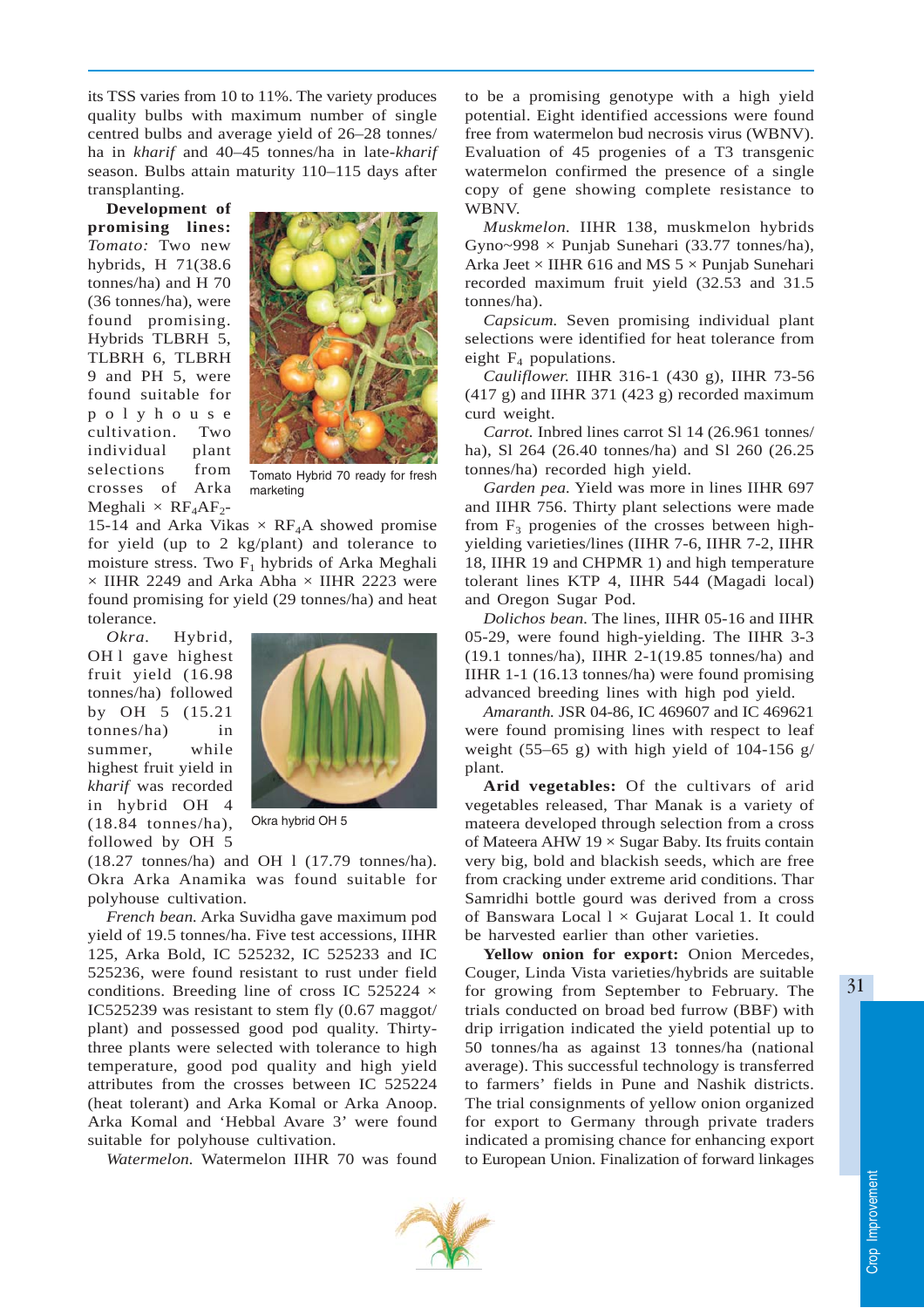its TSS varies from 10 to 11%. The variety produces quality bulbs with maximum number of single centred bulbs and average yield of 26–28 tonnes/ha in *kharif* and 40–45 tonnes/ha in late-*kharif* season. Bulbs attain maturity 110–115 days after transplanting.

**Development of promising lines:** *Tomato:* Two new hybrids, H 71(38.6 tonnes/ha) and H 70 (36 tonnes/ha), were found promising. Hybrids TLBRH 5, TLBRH 6, TLBRH 9 and PH 5, were found suitable for polyhouse cultivation. Two individual plant selections from crosses of Arka Meghali × $RF_4AF_2$-15-14 and Arka Vikas × $RF_4A$ showed promise for yield (up to 2 kg/plant) and tolerance to moisture stress. Two $F_1$ hybrids of Arka Meghali × IIHR 2249 and Arka Abha × IIHR 2223 were found promising for yield (29 tonnes/ha) and heat tolerance.

Tomato Hybrid 70 ready for fresh marketing

*Okra.* Hybrid, OH l gave highest fruit yield (16.98 tonnes/ha) followed by OH 5 (15.21 tonnes/ha) in summer, while highest fruit yield in *kharif* was recorded in hybrid OH 4 (18.84 tonnes/ha), followed by OH 5 (18.27 tonnes/ha) and OH l (17.79 tonnes/ha). Okra Arka Anamika was found suitable for polyhouse cultivation.

Okra hybrid OH 5

*French bean.* Arka Suvidha gave maximum pod yield of 19.5 tonnes/ha. Five test accessions, IIHR 125, Arka Bold, IC 525232, IC 525233 and IC 525236, were found resistant to rust under field conditions. Breeding line of cross IC 525224 × IC525239 was resistant to stem fly (0.67 maggot/plant) and possessed good pod quality. Thirty-three plants were selected with tolerance to high temperature, good pod quality and high yield attributes from the crosses between IC 525224 (heat tolerant) and Arka Komal or Arka Anoop. Arka Komal and 'Hebbal Avare 3' were found suitable for polyhouse cultivation.

*Watermelon.* Watermelon IIHR 70 was found to be a promising genotype with a high yield potential. Eight identified accessions were found free from watermelon bud necrosis virus (WBNV). Evaluation of 45 progenies of a T3 transgenic watermelon confirmed the presence of a single copy of gene showing complete resistance to WBNV.

*Muskmelon.* IIHR 138, muskmelon hybrids Gyno~998 × Punjab Sunehari (33.77 tonnes/ha), Arka Jeet × IIHR 616 and MS 5 × Punjab Sunehari recorded maximum fruit yield (32.53 and 31.5 tonnes/ha).

*Capsicum.* Seven promising individual plant selections were identified for heat tolerance from eight $F_4$ populations.

*Cauliflower.* IIHR 316-1 (430 g), IIHR 73-56 (417 g) and IIHR 371 (423 g) recorded maximum curd weight.

*Carrot.* Inbred lines carrot Sl 14 (26.961 tonnes/ha), Sl 264 (26.40 tonnes/ha) and Sl 260 (26.25 tonnes/ha) recorded high yield.

*Garden pea.* Yield was more in lines IIHR 697 and IIHR 756. Thirty plant selections were made from $F_3$ progenies of the crosses between high-yielding varieties/lines (IIHR 7-6, IIHR 7-2, IIHR 18, IIHR 19 and CHPMR 1) and high temperature tolerant lines KTP 4, IIHR 544 (Magadi local) and Oregon Sugar Pod.

*Dolichos bean.* The lines, IIHR 05-16 and IIHR 05-29, were found high-yielding. The IIHR 3-3 (19.1 tonnes/ha), IIHR 2-1(19.85 tonnes/ha) and IIHR 1-1 (16.13 tonnes/ha) were found promising advanced breeding lines with high pod yield.

*Amaranth.* JSR 04-86, IC 469607 and IC 469621 were found promising lines with respect to leaf weight (55–65 g) with high yield of 104-156 g/plant.

**Arid vegetables:** Of the cultivars of arid vegetables released, Thar Manak is a variety of mateera developed through selection from a cross of Mateera AHW 19 × Sugar Baby. Its fruits contain very big, bold and blackish seeds, which are free from cracking under extreme arid conditions. Thar Samridhi bottle gourd was derived from a cross of Banswara Local l × Gujarat Local 1. It could be harvested earlier than other varieties.

**Yellow onion for export:** Onion Mercedes, Couger, Linda Vista varieties/hybrids are suitable for growing from September to February. The trials conducted on broad bed furrow (BBF) with drip irrigation indicated the yield potential up to 50 tonnes/ha as against 13 tonnes/ha (national average). This successful technology is transferred to farmers' fields in Pune and Nashik districts. The trial consignments of yellow onion organized for export to Germany through private traders indicated a promising chance for enhancing export to European Union. Finalization of forward linkages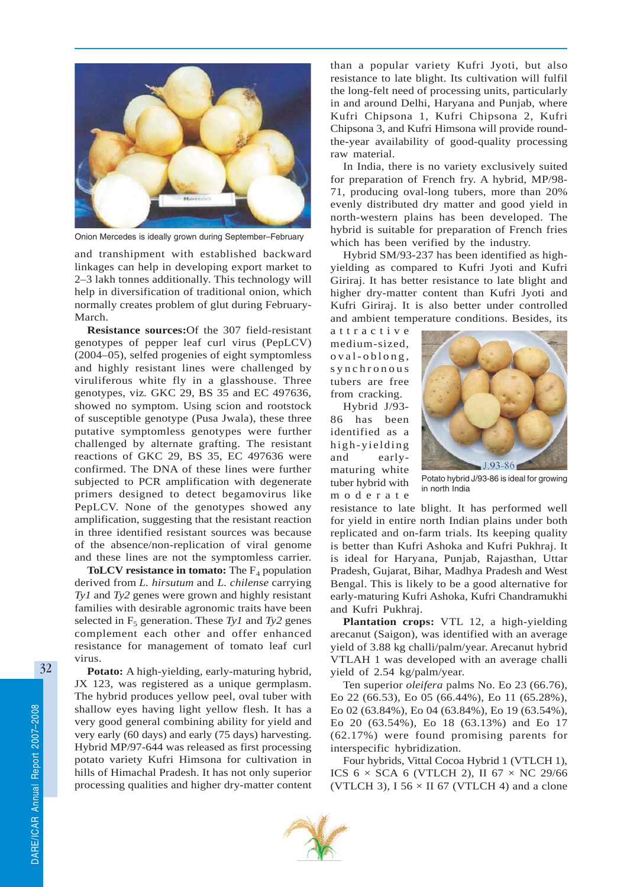Onion Mercedes is ideally grown during September–February

and transhipment with established backward linkages can help in developing export market to 2–3 lakh tonnes additionally. This technology will help in diversification of traditional onion, which normally creates problem of glut during February-March.

**Resistance sources:** Of the 307 field-resistant genotypes of pepper leaf curl virus (PepLCV) (2004–05), selfed progenies of eight symptomless and highly resistant lines were challenged by viruliferous white fly in a glasshouse. Three genotypes, viz. GKC 29, BS 35 and EC 497636, showed no symptom. Using scion and rootstock of susceptible genotype (Pusa Jwala), these three putative symptomless genotypes were further challenged by alternate grafting. The resistant reactions of GKC 29, BS 35, EC 497636 were confirmed. The DNA of these lines were further subjected to PCR amplification with degenerate primers designed to detect begamovirus like PepLCV. None of the genotypes showed any amplification, suggesting that the resistant reaction in three identified resistant sources was because of the absence/non-replication of viral genome and these lines are not the symptomless carrier.

**ToLCV resistance in tomato:** The $F_4$ population derived from *L. hirsutum* and *L. chilense* carrying *Ty1* and *Ty2* genes were grown and highly resistant families with desirable agronomic traits have been selected in $F_5$ generation. These *Ty1* and *Ty2* genes complement each other and offer enhanced resistance for management of tomato leaf curl virus.

**Potato:** A high-yielding, early-maturing hybrid, JX 123, was registered as a unique germplasm. The hybrid produces yellow peel, oval tuber with shallow eyes having light yellow flesh. It has a very good general combining ability for yield and very early (60 days) and early (75 days) harvesting. Hybrid MP/97-644 was released as first processing potato variety Kufri Himsona for cultivation in hills of Himachal Pradesh. It has not only superior processing qualities and higher dry-matter content than a popular variety Kufri Jyoti, but also resistance to late blight. Its cultivation will fulfil the long-felt need of processing units, particularly in and around Delhi, Haryana and Punjab, where Kufri Chipsona 1, Kufri Chipsona 2, Kufri Chipsona 3, and Kufri Himsona will provide round-the-year availability of good-quality processing raw material.

In India, there is no variety exclusively suited for preparation of French fry. A hybrid, MP/98-71, producing oval-long tubers, more than 20% evenly distributed dry matter and good yield in north-western plains has been developed. The hybrid is suitable for preparation of French fries which has been verified by the industry.

Hybrid SM/93-237 has been identified as high-yielding as compared to Kufri Jyoti and Kufri Giriraj. It has better resistance to late blight and higher dry-matter content than Kufri Jyoti and Kufri Giriraj. It is also better under controlled and ambient temperature conditions. Besides, its attractive medium-sized, oval-oblong, synchronous tubers are free from cracking.

Hybrid J/93-86 has been identified as a high-yielding and early-maturing white tuber hybrid with moderate resistance to late blight. It has performed well for yield in entire north Indian plains under both replicated and on-farm trials. Its keeping quality is better than Kufri Ashoka and Kufri Pukhraj. It is ideal for Haryana, Punjab, Rajasthan, Uttar Pradesh, Gujarat, Bihar, Madhya Pradesh and West Bengal. This is likely to be a good alternative for early-maturing Kufri Ashoka, Kufri Chandramukhi and Kufri Pukhraj.

Potato hybrid J/93-86 is ideal for growing in north India

**Plantation crops:** VTL 12, a high-yielding arecanut (Saigon), was identified with an average yield of 3.88 kg challi/palm/year. Arecanut hybrid VTLAH 1 was developed with an average challi yield of 2.54 kg/palm/year.

Ten superior *oleifera* palms No. Eo 23 (66.76), Eo 22 (66.53), Eo 05 (66.44%), Eo 11 (65.28%), Eo 02 (63.84%), Eo 04 (63.84%), Eo 19 (63.54%), Eo 20 (63.54%), Eo 18 (63.13%) and Eo 17 (62.17%) were found promising parents for interspecific hybridization.

Four hybrids, Vittal Cocoa Hybrid 1 (VTLCH 1), ICS 6 × SCA 6 (VTLCH 2), II 67 × NC 29/66 (VTLCH 3), I 56 × II 67 (VTLCH 4) and a clone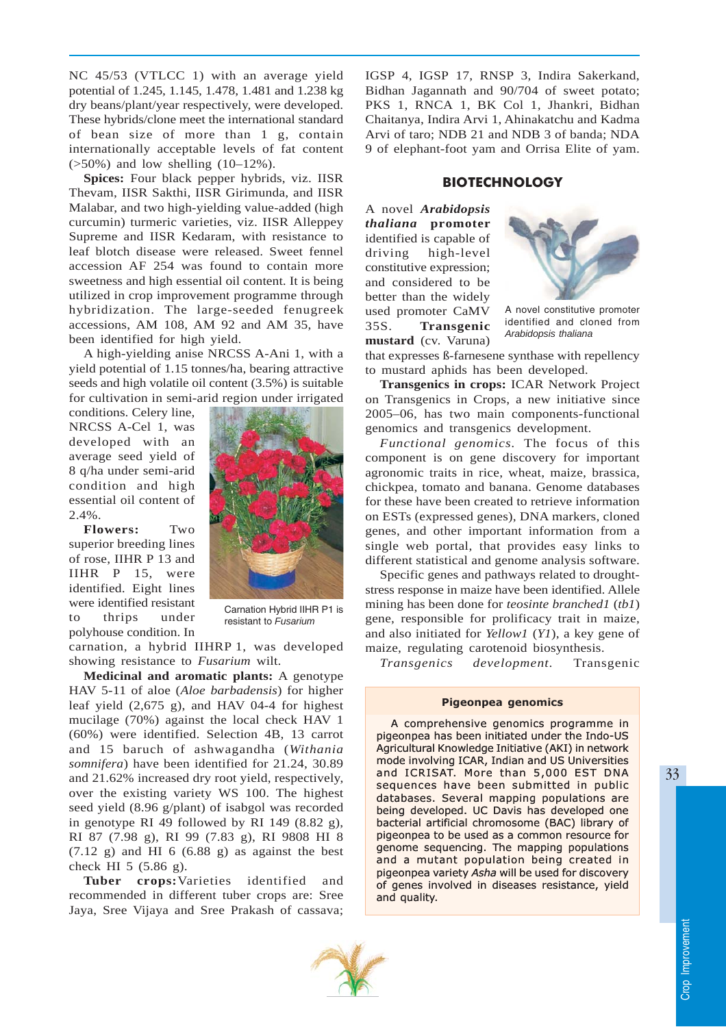NC 45/53 (VTLCC 1) with an average yield potential of 1.245, 1.145, 1.478, 1.481 and 1.238 kg dry beans/plant/year respectively, were developed. These hybrids/clone meet the international standard of bean size of more than 1 g, contain internationally acceptable levels of fat content (>50%) and low shelling (10–12%).

**Spices:** Four black pepper hybrids, viz. IISR Thevam, IISR Sakthi, IISR Girimunda, and IISR Malabar, and two high-yielding value-added (high curcumin) turmeric varieties, viz. IISR Alleppey Supreme and IISR Kedaram, with resistance to leaf blotch disease were released. Sweet fennel accession AF 254 was found to contain more sweetness and high essential oil content. It is being utilized in crop improvement programme through hybridization. The large-seeded fenugreek accessions, AM 108, AM 92 and AM 35, have been identified for high yield.

A high-yielding anise NRCSS A-Ani 1, with a yield potential of 1.15 tonnes/ha, bearing attractive seeds and high volatile oil content (3.5%) is suitable for cultivation in semi-arid region under irrigated conditions. Celery line, NRCSS A-Cel 1, was developed with an average seed yield of 8 q/ha under semi-arid condition and high essential oil content of 2.4%.

Carnation Hybrid IIHR P1 is resistant to *Fusarium*

**Flowers:** Two superior breeding lines of rose, IIHR P 13 and IIHR P 15, were identified. Eight lines were identified resistant to thrips under polyhouse condition. In carnation, a hybrid IIHRP 1, was developed showing resistance to *Fusarium* wilt.

**Medicinal and aromatic plants:** A genotype HAV 5-11 of aloe (*Aloe barbadensis*) for higher leaf yield (2,675 g), and HAV 04-4 for highest mucilage (70%) against the local check HAV 1 (60%) were identified. Selection 4B, 13 carrot and 15 baruch of ashwagandha (*Withania somnifera*) have been identified for 21.24, 30.89 and 21.62% increased dry root yield, respectively, over the existing variety WS 100. The highest seed yield (8.96 g/plant) of isabgol was recorded in genotype RI 49 followed by RI 149 (8.82 g), RI 87 (7.98 g), RI 99 (7.83 g), RI 9808 HI 8 (7.12 g) and HI 6 (6.88 g) as against the best check HI 5 (5.86 g).

**Tuber crops:** Varieties identified and recommended in different tuber crops are: Sree Jaya, Sree Vijaya and Sree Prakash of cassava; IGSP 4, IGSP 17, RNSP 3, Indira Sakerkand, Bidhan Jagannath and 90/704 of sweet potato; PKS 1, RNCA 1, BK Col 1, Jhankri, Bidhan Chaitanya, Indira Arvi 1, Ahinakatchu and Kadma Arvi of taro; NDB 21 and NDB 3 of banda; NDA 9 of elephant-foot yam and Orrisa Elite of yam.

## BIOTECHNOLOGY

A novel ***Arabidopsis thaliana* promoter** identified is capable of driving high-level constitutive expression; and considered to be better than the widely used promoter CaMV 35S. **Transgenic mustard** (cv. Varuna) that expresses ß-farnesene synthase with repellency to mustard aphids has been developed.

A novel constitutive promoter identified and cloned from *Arabidopsis thaliana*

**Transgenics in crops:** ICAR Network Project on Transgenics in Crops, a new initiative since 2005–06, has two main components-functional genomics and transgenics development.

*Functional genomics.* The focus of this component is on gene discovery for important agronomic traits in rice, wheat, maize, brassica, chickpea, tomato and banana. Genome databases for these have been created to retrieve information on ESTs (expressed genes), DNA markers, cloned genes, and other important information from a single web portal, that provides easy links to different statistical and genome analysis software.

Specific genes and pathways related to drought-stress response in maize have been identified. Allele mining has been done for *teosinte branched1* (*tb1*) gene, responsible for prolificacy trait in maize, and also initiated for *Yellow1* (*Y1*), a key gene of maize, regulating carotenoid biosynthesis.

*Transgenics development.* Transgenic

**Pigeonpea genomics**

A comprehensive genomics programme in pigeonpea has been initiated under the Indo-US Agricultural Knowledge Initiative (AKI) in network mode involving ICAR, Indian and US Universities and ICRISAT. More than 5,000 EST DNA sequences have been submitted in public databases. Several mapping populations are being developed. UC Davis has developed one bacterial artificial chromosome (BAC) library of pigeonpea to be used as a common resource for genome sequencing. The mapping populations and a mutant population being created in pigeonpea variety *Asha* will be used for discovery of genes involved in diseases resistance, yield and quality.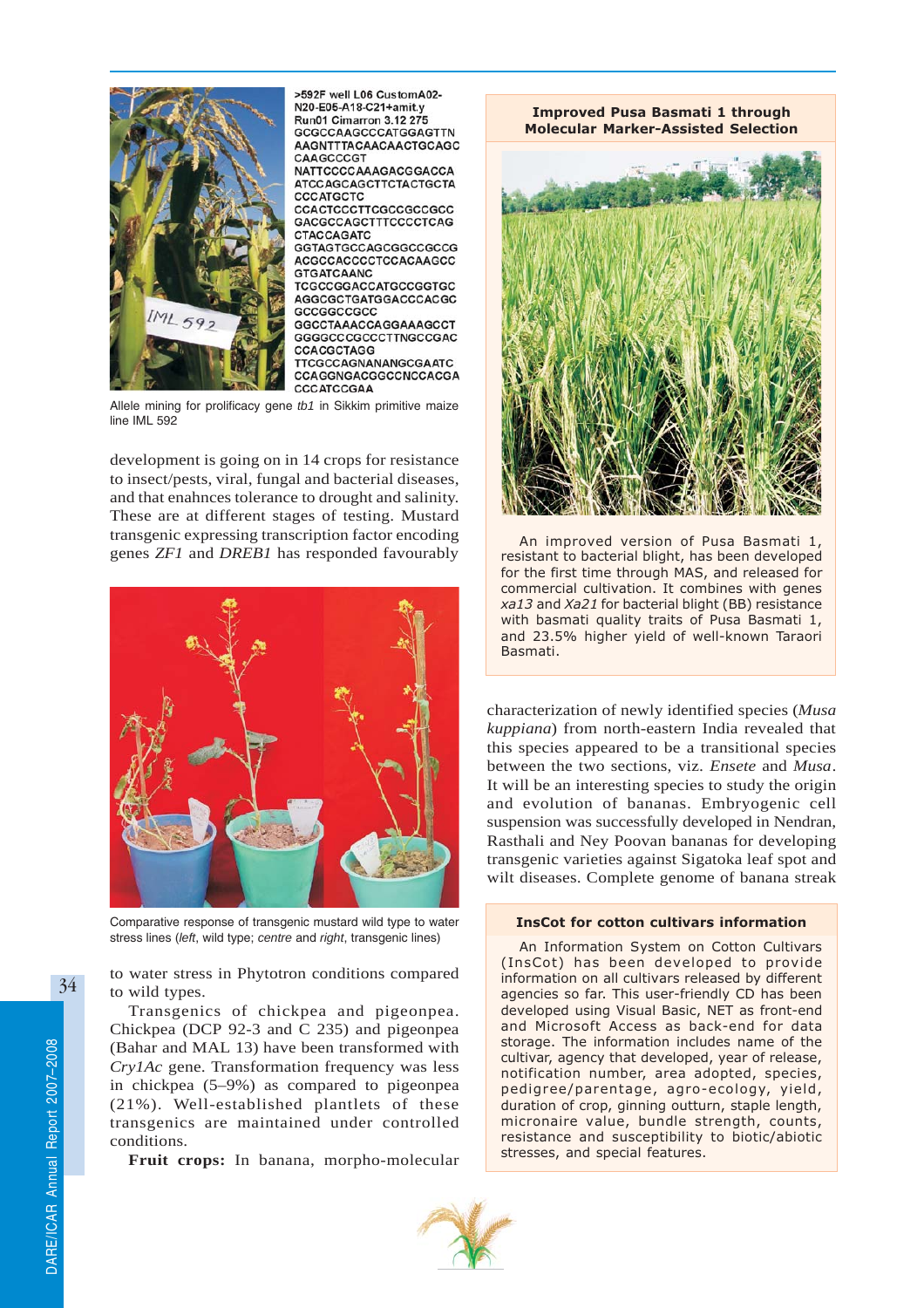>592F well L06 CustomA02-N20-E05-A18-C21+amit.y Run01 Cimarron 3.12 275
GCGCCAAGCCCATGGAGTTN AAGNTTTACAACAACTGCAGC CAAGCCCGT NATTCCCCAAAGACGGACCA ATCCAGCAGCTTCTACTGCTA CCCATGCTC CCACTCCCTTCGCCGCCGCC GACGCCAGCTTTCCCCTCAG CTACCAGATC GGTAGTGCCAGCGGCCGCCG ACGCCACCCCTCCACAAGCC GTGATCAANC TCGCCGGACCATGCCGGTGC AGGCGCTGATGGACCCACGC GCCGGCCGCC GGCCTAAACCAGGAAAGCCT GGGGCCCGCCCTTNGCCGAC CCACGCTAGG TTCGCCAGNANANGCGAATC CCAGGNGACGGCCNCCACGA CCCATCCGAA

Allele mining for prolificacy gene *tb1* in Sikkim primitive maize line IML 592

development is going on in 14 crops for resistance to insect/pests, viral, fungal and bacterial diseases, and that enahnces tolerance to drought and salinity. These are at different stages of testing. Mustard transgenic expressing transcription factor encoding genes *ZF1* and *DREB1* has responded favourably to water stress in Phytotron conditions compared to wild types.

Comparative response of transgenic mustard wild type to water stress lines (*left*, wild type; *centre* and *right*, transgenic lines)

Transgenics of chickpea and pigeonpea. Chickpea (DCP 92-3 and C 235) and pigeonpea (Bahar and MAL 13) have been transformed with *Cry1Ac* gene. Transformation frequency was less in chickpea (5–9%) as compared to pigeonpea (21%). Well-established plantlets of these transgenics are maintained under controlled conditions.

**Fruit crops:** In banana, morpho-molecular characterization of newly identified species (*Musa kuppiana*) from north-eastern India revealed that this species appeared to be a transitional species between the two sections, viz. *Ensete* and *Musa*. It will be an interesting species to study the origin and evolution of bananas. Embryogenic cell suspension was successfully developed in Nendran, Rasthali and Ney Poovan bananas for developing transgenic varieties against Sigatoka leaf spot and wilt diseases. Complete genome of banana streak

**Improved Pusa Basmati 1 through Molecular Marker-Assisted Selection**

An improved version of Pusa Basmati 1, resistant to bacterial blight, has been developed for the first time through MAS, and released for commercial cultivation. It combines with genes *xa13* and *Xa21* for bacterial blight (BB) resistance with basmati quality traits of Pusa Basmati 1, and 23.5% higher yield of well-known Taraori Basmati.

**InsCot for cotton cultivars information**

An Information System on Cotton Cultivars (InsCot) has been developed to provide information on all cultivars released by different agencies so far. This user-friendly CD has been developed using Visual Basic, NET as front-end and Microsoft Access as back-end for data storage. The information includes name of the cultivar, agency that developed, year of release, notification number, area adopted, species, pedigree/parentage, agro-ecology, yield, duration of crop, ginning outturn, staple length, micronaire value, bundle strength, counts, resistance and susceptibility to biotic/abiotic stresses, and special features.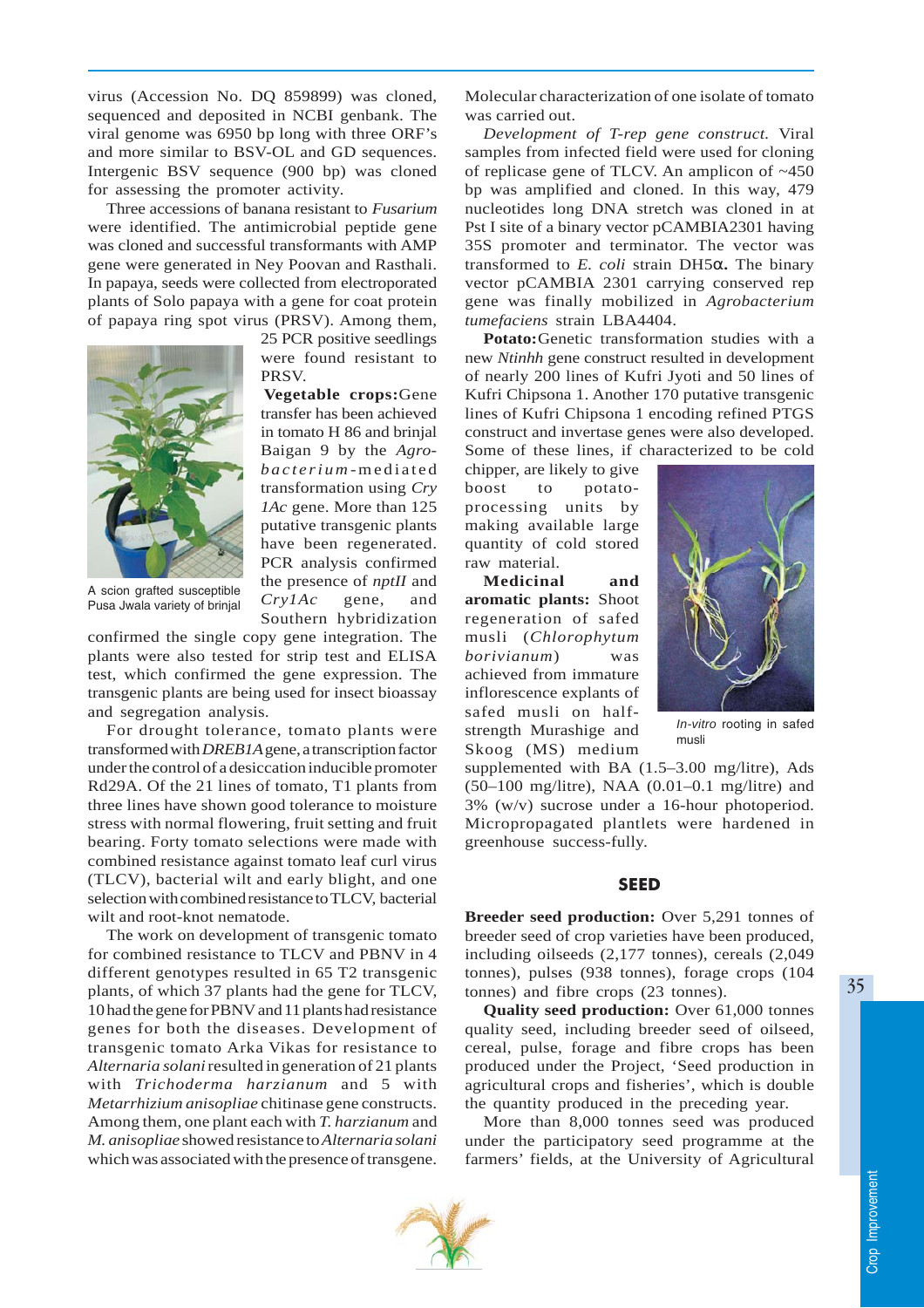virus (Accession No. DQ 859899) was cloned, sequenced and deposited in NCBI genbank. The viral genome was 6950 bp long with three ORF's and more similar to BSV-OL and GD sequences. Intergenic BSV sequence (900 bp) was cloned for assessing the promoter activity.

Three accessions of banana resistant to *Fusarium* were identified. The antimicrobial peptide gene was cloned and successful transformants with AMP gene were generated in Ney Poovan and Rasthali. In papaya, seeds were collected from electroporated plants of Solo papaya with a gene for coat protein of papaya ring spot virus (PRSV). Among them, 25 PCR positive seedlings were found resistant to PRSV.

A scion grafted susceptible Pusa Jwala variety of brinjal

**Vegetable crops:** Gene transfer has been achieved in tomato H 86 and brinjal Baigan 9 by the *Agrobacterium*-mediated transformation using *Cry 1Ac* gene. More than 125 putative transgenic plants have been regenerated. PCR analysis confirmed the presence of *nptII* and *Cry1Ac* gene, and Southern hybridization confirmed the single copy gene integration. The plants were also tested for strip test and ELISA test, which confirmed the gene expression. The transgenic plants are being used for insect bioassay and segregation analysis.

For drought tolerance, tomato plants were transformed with *DREB1A* gene, a transcription factor under the control of a desiccation inducible promoter Rd29A. Of the 21 lines of tomato, T1 plants from three lines have shown good tolerance to moisture stress with normal flowering, fruit setting and fruit bearing. Forty tomato selections were made with combined resistance against tomato leaf curl virus (TLCV), bacterial wilt and early blight, and one selection with combined resistance to TLCV, bacterial wilt and root-knot nematode.

The work on development of transgenic tomato for combined resistance to TLCV and PBNV in 4 different genotypes resulted in 65 T2 transgenic plants, of which 37 plants had the gene for TLCV, 10 had the gene for PBNV and 11 plants had resistance genes for both the diseases. Development of transgenic tomato Arka Vikas for resistance to *Alternaria solani* resulted in generation of 21 plants with *Trichoderma harzianum* and 5 with *Metarrhizium anisopliae* chitinase gene constructs. Among them, one plant each with *T. harzianum* and *M. anisopliae* showed resistance to *Alternaria solani* which was associated with the presence of transgene. Molecular characterization of one isolate of tomato was carried out.

*Development of T-rep gene construct.* Viral samples from infected field were used for cloning of replicase gene of TLCV. An amplicon of ~450 bp was amplified and cloned. In this way, 479 nucleotides long DNA stretch was cloned in at Pst I site of a binary vector pCAMBIA2301 having 35S promoter and terminator. The vector was transformed to *E. coli* strain DH5**α**. The binary vector pCAMBIA 2301 carrying conserved rep gene was finally mobilized in *Agrobacterium tumefaciens* strain LBA4404.

**Potato:** Genetic transformation studies with a new *Ntinhh* gene construct resulted in development of nearly 200 lines of Kufri Jyoti and 50 lines of Kufri Chipsona 1. Another 170 putative transgenic lines of Kufri Chipsona 1 encoding refined PTGS construct and invertase genes were also developed. Some of these lines, if characterized to be cold chipper, are likely to give boost to potato-processing units by making available large quantity of cold stored raw material.

**Medicinal and aromatic plants:** Shoot regeneration of safed musli (*Chlorophytum borivianum*) was achieved from immature inflorescence explants of safed musli on half-strength Murashige and Skoog (MS) medium supplemented with BA (1.5–3.00 mg/litre), Ads (50–100 mg/litre), NAA (0.01–0.1 mg/litre) and 3% (w/v) sucrose under a 16-hour photoperiod. Micropropagated plantlets were hardened in greenhouse success-fully.

*In-vitro* rooting in safed musli

## SEED

**Breeder seed production:** Over 5,291 tonnes of breeder seed of crop varieties have been produced, including oilseeds (2,177 tonnes), cereals (2,049 tonnes), pulses (938 tonnes), forage crops (104 tonnes) and fibre crops (23 tonnes).

**Quality seed production:** Over 61,000 tonnes quality seed, including breeder seed of oilseed, cereal, pulse, forage and fibre crops has been produced under the Project, 'Seed production in agricultural crops and fisheries', which is double the quantity produced in the preceding year.

More than 8,000 tonnes seed was produced under the participatory seed programme at the farmers' fields, at the University of Agricultural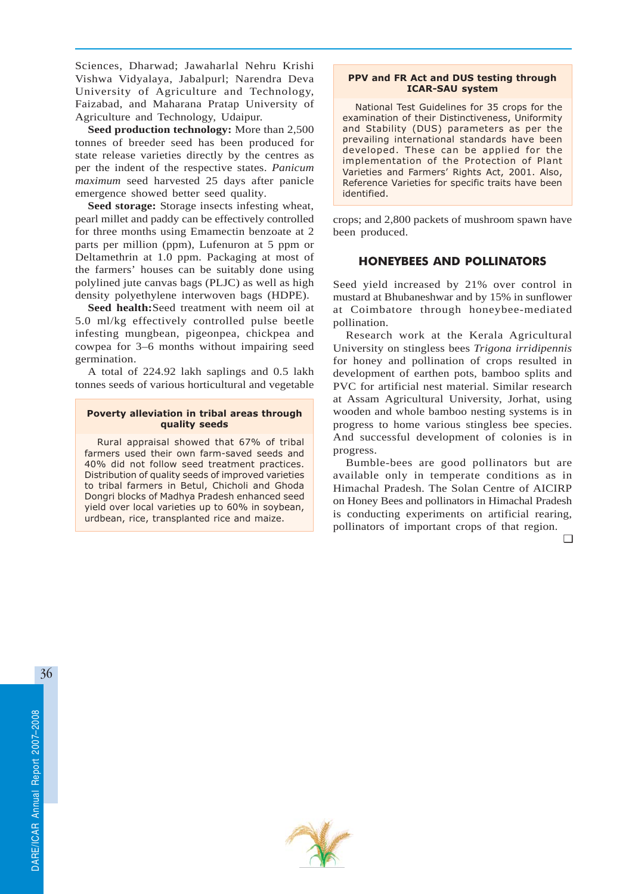Sciences, Dharwad; Jawaharlal Nehru Krishi Vishwa Vidyalaya, Jabalpurl; Narendra Deva University of Agriculture and Technology, Faizabad, and Maharana Pratap University of Agriculture and Technology, Udaipur.

**Seed production technology:** More than 2,500 tonnes of breeder seed has been produced for state release varieties directly by the centres as per the indent of the respective states. *Panicum maximum* seed harvested 25 days after panicle emergence showed better seed quality.

**Seed storage:** Storage insects infesting wheat, pearl millet and paddy can be effectively controlled for three months using Emamectin benzoate at 2 parts per million (ppm), Lufenuron at 5 ppm or Deltamethrin at 1.0 ppm. Packaging at most of the farmers' houses can be suitably done using polylined jute canvas bags (PLJC) as well as high density polyethylene interwoven bags (HDPE).

**Seed health:** Seed treatment with neem oil at 5.0 ml/kg effectively controlled pulse beetle infesting mungbean, pigeonpea, chickpea and cowpea for 3–6 months without impairing seed germination.

A total of 224.92 lakh saplings and 0.5 lakh tonnes seeds of various horticultural and vegetable crops; and 2,800 packets of mushroom spawn have been produced.

**Poverty alleviation in tribal areas through quality seeds**

Rural appraisal showed that 67% of tribal farmers used their own farm-saved seeds and 40% did not follow seed treatment practices. Distribution of quality seeds of improved varieties to tribal farmers in Betul, Chicholi and Ghoda Dongri blocks of Madhya Pradesh enhanced seed yield over local varieties up to 60% in soybean, urdbean, rice, transplanted rice and maize.

**PPV and FR Act and DUS testing through ICAR-SAU system**

National Test Guidelines for 35 crops for the examination of their Distinctiveness, Uniformity and Stability (DUS) parameters as per the prevailing international standards have been developed. These can be applied for the implementation of the Protection of Plant Varieties and Farmers' Rights Act, 2001. Also, Reference Varieties for specific traits have been identified.

## HONEYBEES AND POLLINATORS

Seed yield increased by 21% over control in mustard at Bhubaneshwar and by 15% in sunflower at Coimbatore through honeybee-mediated pollination.

Research work at the Kerala Agricultural University on stingless bees *Trigona irridipennis* for honey and pollination of crops resulted in development of earthen pots, bamboo splits and PVC for artificial nest material. Similar research at Assam Agricultural University, Jorhat, using wooden and whole bamboo nesting systems is in progress to home various stingless bee species. And successful development of colonies is in progress.

Bumble-bees are good pollinators but are available only in temperate conditions as in Himachal Pradesh. The Solan Centre of AICIRP on Honey Bees and pollinators in Himachal Pradesh is conducting experiments on artificial rearing, pollinators of important crops of that region.